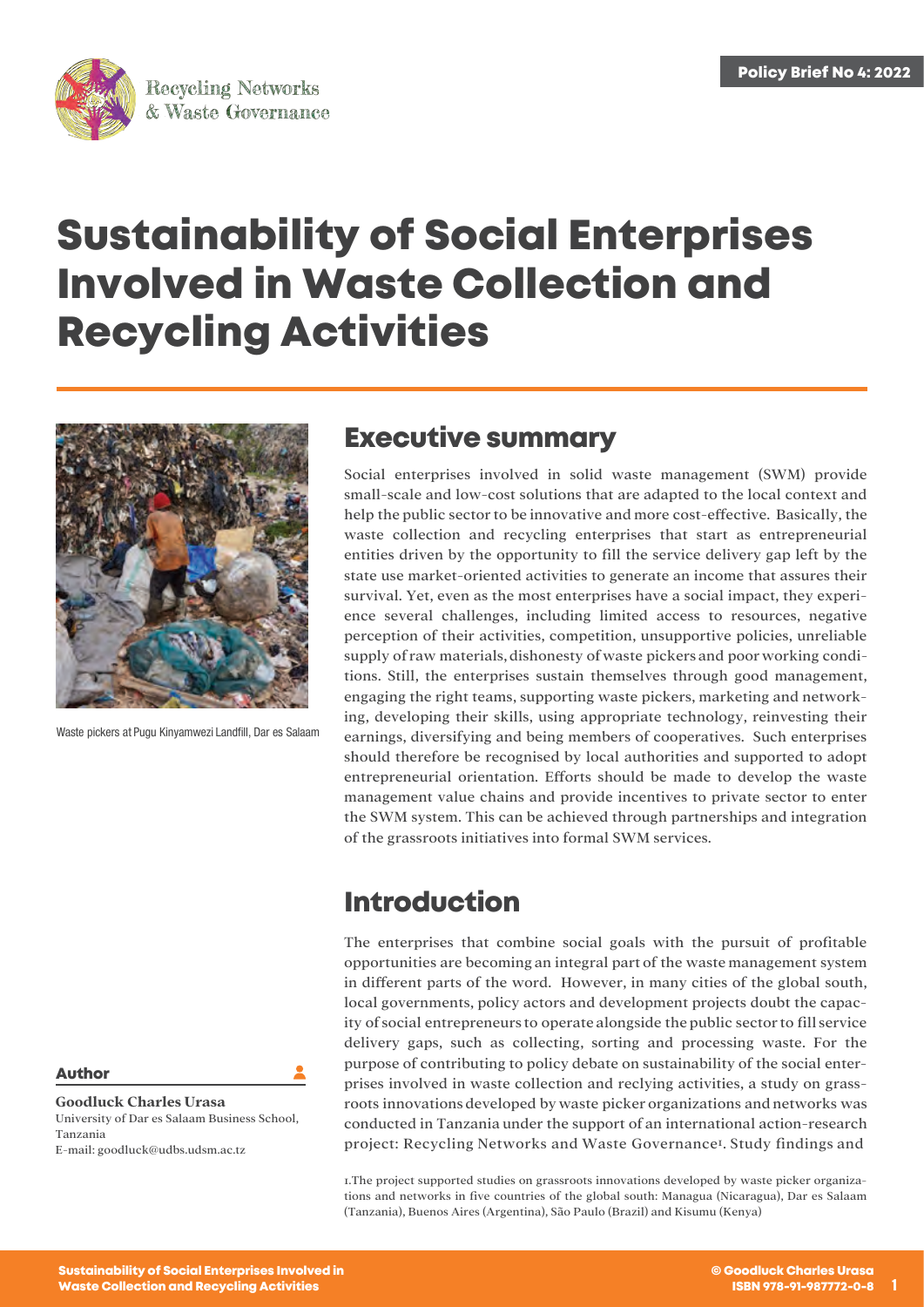Policy Brief No 4: 2022

Recycling Networks & Waste Governance

# Sustainability of Social Enterprises Involved in Waste Collection and Recycling Activities

Waste pickers at Pugu Kinyamwezi Landfill, Dar es Salaam

## Executive summary

Social enterprises involved in solid waste management (SWM) provide small-scale and low-cost solutions that are adapted to the local context and help the public sector to be innovative and more cost-effective. Basically, the waste collection and recycling enterprises that start as entrepreneurial entities driven by the opportunity to fill the service delivery gap left by the state use market-oriented activities to generate an income that assures their survival. Yet, even as the most enterprises have a social impact, they experience several challenges, including limited access to resources, negative perception of their activities, competition, unsupportive policies, unreliable supply of raw materials, dishonesty of waste pickers and poor working conditions. Still, the enterprises sustain themselves through good management, engaging the right teams, supporting waste pickers, marketing and networking, developing their skills, using appropriate technology, reinvesting their earnings, diversifying and being members of cooperatives. Such enterprises should therefore be recognised by local authorities and supported to adopt entrepreneurial orientation. Efforts should be made to develop the waste management value chains and provide incentives to private sector to enter the SWM system. This can be achieved through partnerships and integration of the grassroots initiatives into formal SWM services.

## Introduction

The enterprises that combine social goals with the pursuit of profitable opportunities are becoming an integral part of the waste management system in different parts of the word. However, in many cities of the global south, local governments, policy actors and development projects doubt the capacity of social entrepreneurs to operate alongside the public sector to fill service delivery gaps, such as collecting, sorting and processing waste. For the purpose of contributing to policy debate on sustainability of the social enterprises involved in waste collection and reclying activities, a study on grassroots innovations developed by waste picker organizations and networks was conducted in Tanzania under the support of an international action-research project: Recycling Networks and Waste Governance[1]. Study findings and

[1] The project supported studies on grassroots innovations developed by waste picker organizations and networks in five countries of the global south: Managua (Nicaragua), Dar es Salaam (Tanzania), Buenos Aires (Argentina), São Paulo (Brazil) and Kisumu (Kenya)

**Author**

**Goodluck Charles Urasa**
University of Dar es Salaam Business School, Tanzania
E-mail: goodluck@udbs.udsm.ac.tz

© Goodluck Charles Urasa
ISBN 978-91-987772-0-8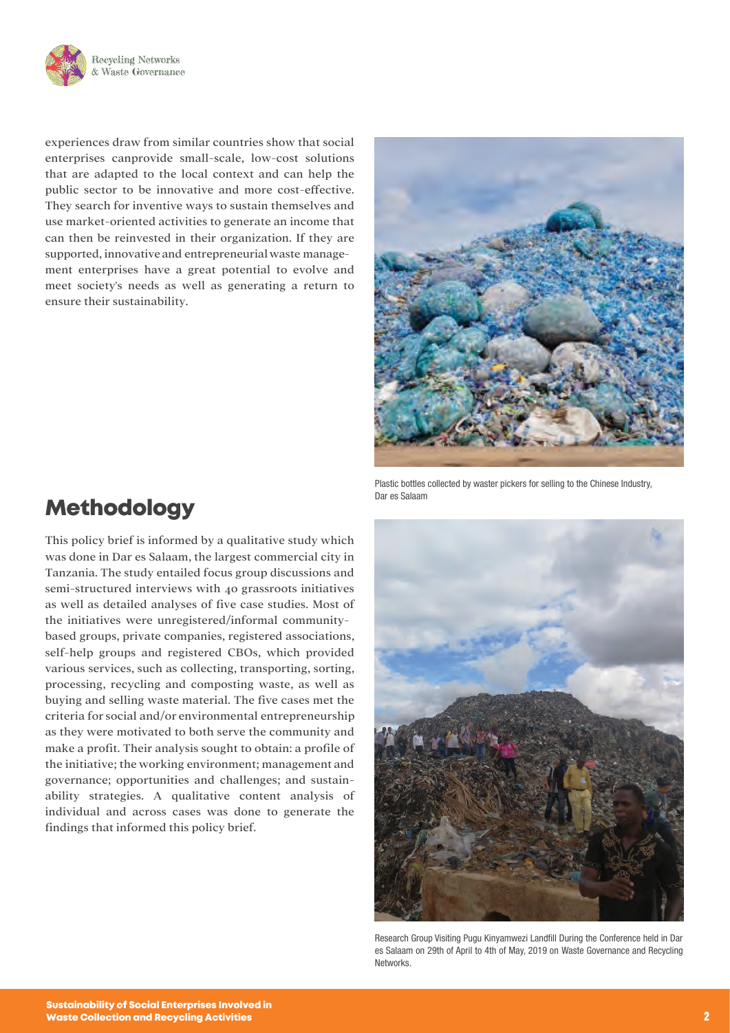experiences draw from similar countries show that social enterprises canprovide small-scale, low-cost solutions that are adapted to the local context and can help the public sector to be innovative and more cost-effective. They search for inventive ways to sustain themselves and use market-oriented activities to generate an income that can then be reinvested in their organization. If they are supported, innovative and entrepreneurial waste management enterprises have a great potential to evolve and meet society's needs as well as generating a return to ensure their sustainability.

Plastic bottles collected by waster pickers for selling to the Chinese Industry, Dar es Salaam

## Methodology

This policy brief is informed by a qualitative study which was done in Dar es Salaam, the largest commercial city in Tanzania. The study entailed focus group discussions and semi-structured interviews with 40 grassroots initiatives as well as detailed analyses of five case studies. Most of the initiatives were unregistered/informal community-based groups, private companies, registered associations, self-help groups and registered CBOs, which provided various services, such as collecting, transporting, sorting, processing, recycling and composting waste, as well as buying and selling waste material. The five cases met the criteria for social and/or environmental entrepreneurship as they were motivated to both serve the community and make a profit. Their analysis sought to obtain: a profile of the initiative; the working environment; management and governance; opportunities and challenges; and sustainability strategies. A qualitative content analysis of individual and across cases was done to generate the findings that informed this policy brief.

Research Group Visiting Pugu Kinyamwezi Landfill During the Conference held in Dar es Salaam on 29th of April to 4th of May, 2019 on Waste Governance and Recycling Networks.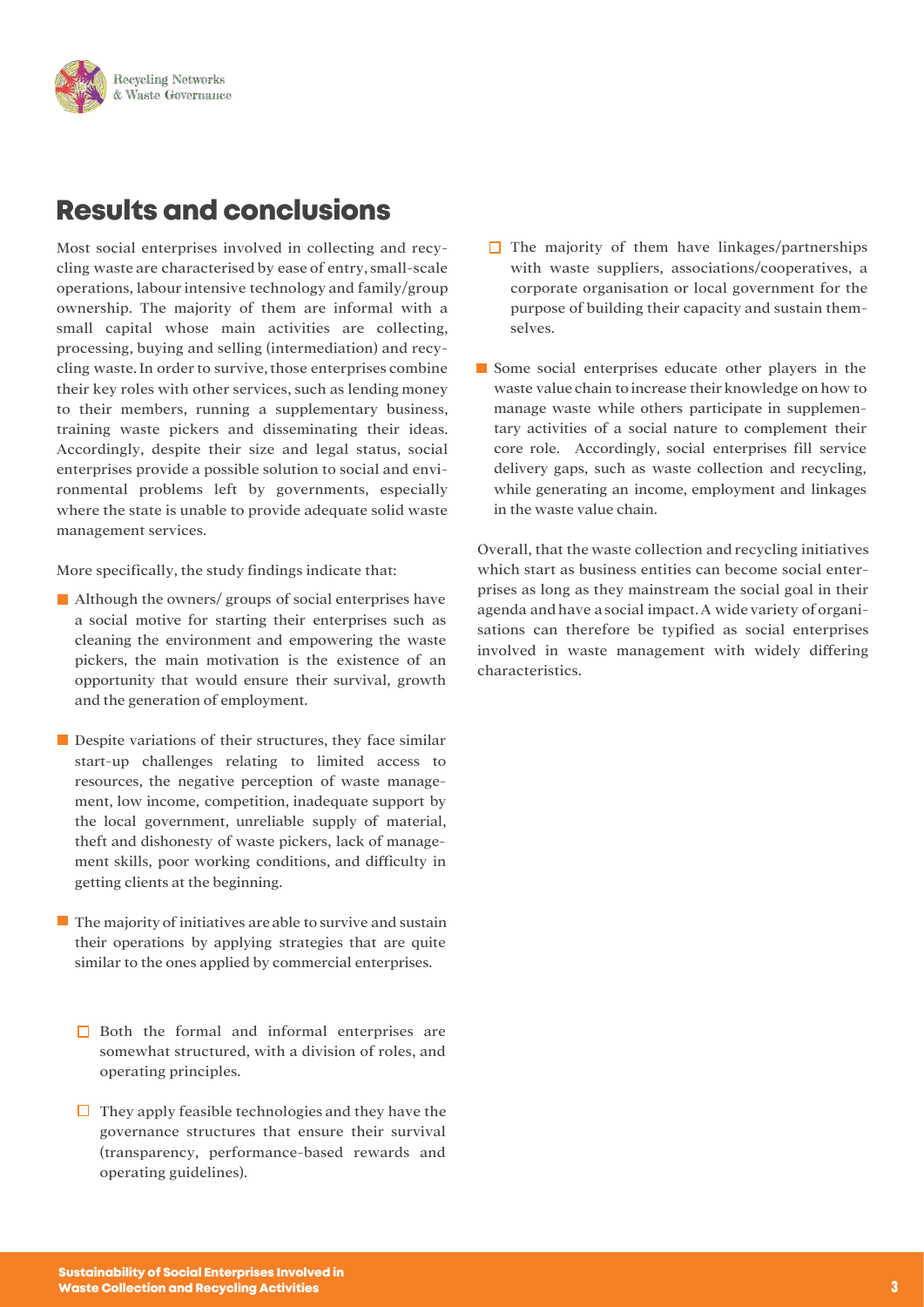## Results and conclusions

Most social enterprises involved in collecting and recycling waste are characterised by ease of entry, small-scale operations, labour intensive technology and family/group ownership. The majority of them are informal with a small capital whose main activities are collecting, processing, buying and selling (intermediation) and recycling waste. In order to survive, those enterprises combine their key roles with other services, such as lending money to their members, running a supplementary business, training waste pickers and disseminating their ideas. Accordingly, despite their size and legal status, social enterprises provide a possible solution to social and environmental problems left by governments, especially where the state is unable to provide adequate solid waste management services.

More specifically, the study findings indicate that:

- Although the owners/ groups of social enterprises have a social motive for starting their enterprises such as cleaning the environment and empowering the waste pickers, the main motivation is the existence of an opportunity that would ensure their survival, growth and the generation of employment.
- Despite variations of their structures, they face similar start-up challenges relating to limited access to resources, the negative perception of waste management, low income, competition, inadequate support by the local government, unreliable supply of material, theft and dishonesty of waste pickers, lack of management skills, poor working conditions, and difficulty in getting clients at the beginning.
- The majority of initiatives are able to survive and sustain their operations by applying strategies that are quite similar to the ones applied by commercial enterprises.
  - Both the formal and informal enterprises are somewhat structured, with a division of roles, and operating principles.
  - They apply feasible technologies and they have the governance structures that ensure their survival (transparency, performance-based rewards and operating guidelines).
  - The majority of them have linkages/partnerships with waste suppliers, associations/cooperatives, a corporate organisation or local government for the purpose of building their capacity and sustain themselves.
- Some social enterprises educate other players in the waste value chain to increase their knowledge on how to manage waste while others participate in supplementary activities of a social nature to complement their core role. Accordingly, social enterprises fill service delivery gaps, such as waste collection and recycling, while generating an income, employment and linkages in the waste value chain.

Overall, that the waste collection and recycling initiatives which start as business entities can become social enterprises as long as they mainstream the social goal in their agenda and have a social impact. A wide variety of organisations can therefore be typified as social enterprises involved in waste management with widely differing characteristics.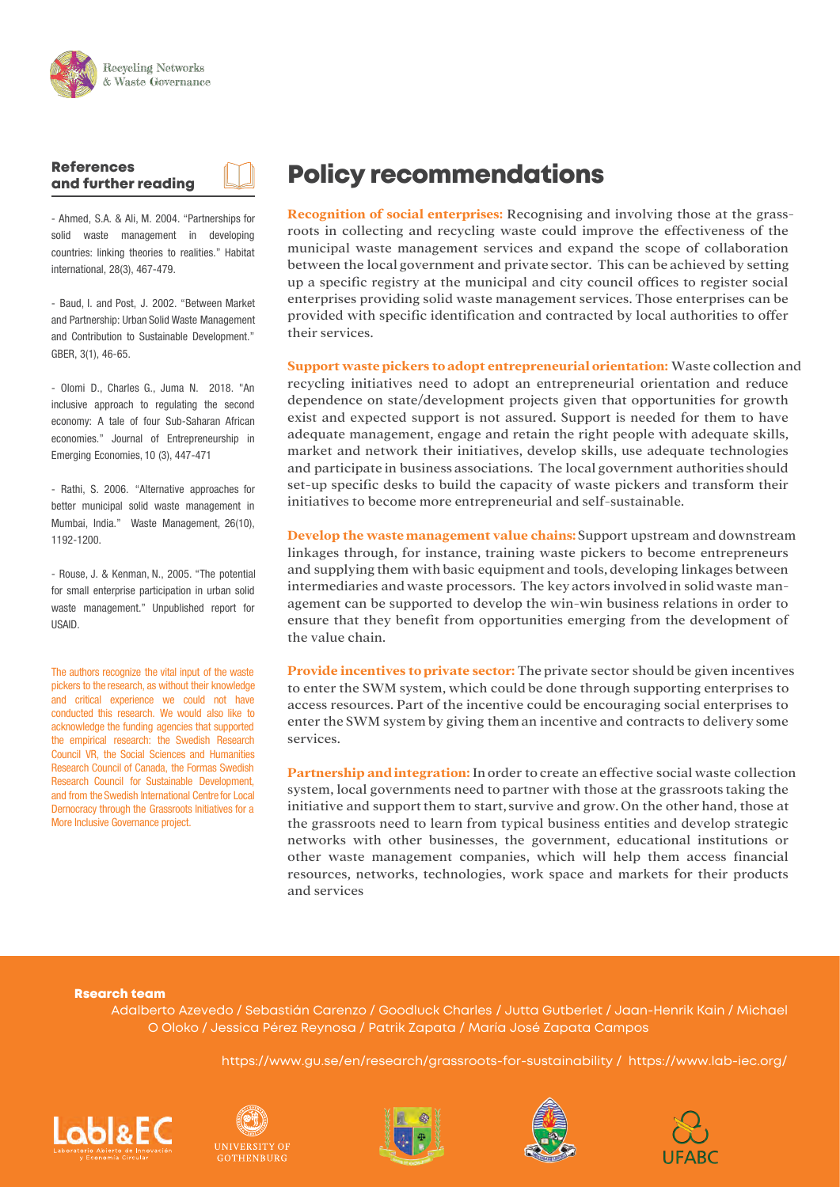## References and further reading

- Ahmed, S.A. & Ali, M. 2004. "Partnerships for solid waste management in developing countries: linking theories to realities." Habitat international, 28(3), 467-479.

- Baud, I. and Post, J. 2002. "Between Market and Partnership: Urban Solid Waste Management and Contribution to Sustainable Development." GBER, 3(1), 46-65.

- Olomi D., Charles G., Juma N. 2018. "An inclusive approach to regulating the second economy: A tale of four Sub-Saharan African economies." Journal of Entrepreneurship in Emerging Economies, 10 (3), 447-471

- Rathi, S. 2006. "Alternative approaches for better municipal solid waste management in Mumbai, India." Waste Management, 26(10), 1192-1200.

- Rouse, J. & Kenman, N., 2005. "The potential for small enterprise participation in urban solid waste management." Unpublished report for USAID.

The authors recognize the vital input of the waste pickers to the research, as without their knowledge and critical experience we could not have conducted this research. We would also like to acknowledge the funding agencies that supported the empirical research: the Swedish Research Council VR, the Social Sciences and Humanities Research Council of Canada, the Formas Swedish Research Council for Sustainable Development, and from the Swedish International Centre for Local Democracy through the Grassroots Initiatives for a More Inclusive Governance project.

# Policy recommendations

**Recognition of social enterprises:** Recognising and involving those at the grassroots in collecting and recycling waste could improve the effectiveness of the municipal waste management services and expand the scope of collaboration between the local government and private sector. This can be achieved by setting up a specific registry at the municipal and city council offices to register social enterprises providing solid waste management services. Those enterprises can be provided with specific identification and contracted by local authorities to offer their services.

**Support waste pickers to adopt entrepreneurial orientation:** Waste collection and recycling initiatives need to adopt an entrepreneurial orientation and reduce dependence on state/development projects given that opportunities for growth exist and expected support is not assured. Support is needed for them to have adequate management, engage and retain the right people with adequate skills, market and network their initiatives, develop skills, use adequate technologies and participate in business associations. The local government authorities should set-up specific desks to build the capacity of waste pickers and transform their initiatives to become more entrepreneurial and self-sustainable.

**Develop the waste management value chains:** Support upstream and downstream linkages through, for instance, training waste pickers to become entrepreneurs and supplying them with basic equipment and tools, developing linkages between intermediaries and waste processors. The key actors involved in solid waste management can be supported to develop the win-win business relations in order to ensure that they benefit from opportunities emerging from the development of the value chain.

**Provide incentives to private sector:** The private sector should be given incentives to enter the SWM system, which could be done through supporting enterprises to access resources. Part of the incentive could be encouraging social enterprises to enter the SWM system by giving them an incentive and contracts to delivery some services.

**Partnership and integration:** In order to create an effective social waste collection system, local governments need to partner with those at the grassroots taking the initiative and support them to start, survive and grow. On the other hand, those at the grassroots need to learn from typical business entities and develop strategic networks with other businesses, the government, educational institutions or other waste management companies, which will help them access financial resources, networks, technologies, work space and markets for their products and services

**Rsearch team**

Adalberto Azevedo / Sebastián Carenzo / Goodluck Charles / Jutta Gutberlet / Jaan-Henrik Kain / Michael O Oloko / Jessica Pérez Reynosa / Patrik Zapata / María José Zapata Campos

https://www.gu.se/en/research/grassroots-for-sustainability / https://www.lab-iec.org/